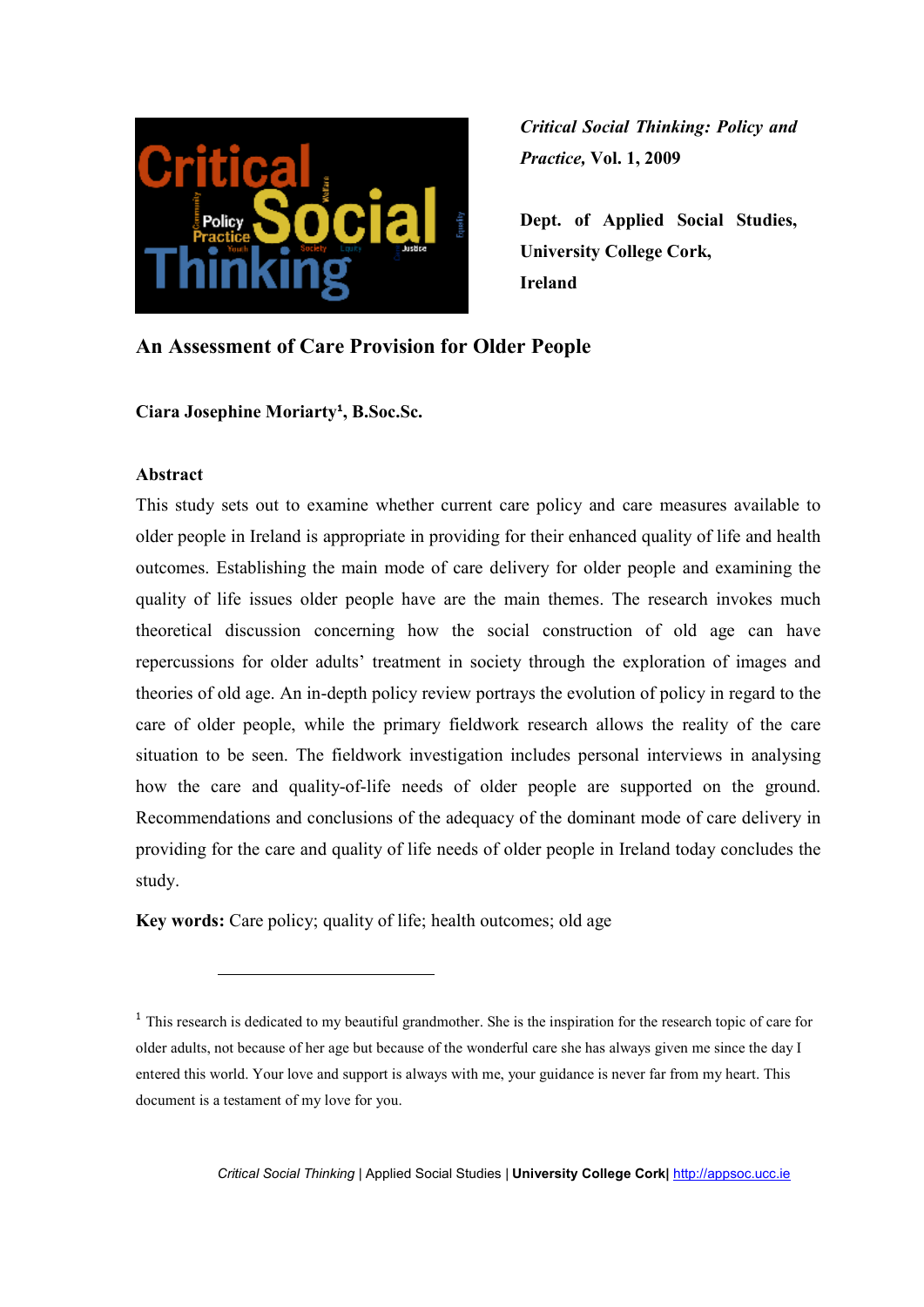*Critical Social Thinking: Policy and Practice,* **Vol. 1, 2009**

**Dept. of Applied Social Studies, University College Cork, Ireland**

# An Assessment of Care Provision for Older People

**Ciara Josephine Moriarty[1], B.Soc.Sc.**

## Abstract

This study sets out to examine whether current care policy and care measures available to older people in Ireland is appropriate in providing for their enhanced quality of life and health outcomes. Establishing the main mode of care delivery for older people and examining the quality of life issues older people have are the main themes. The research invokes much theoretical discussion concerning how the social construction of old age can have repercussions for older adults' treatment in society through the exploration of images and theories of old age. An in-depth policy review portrays the evolution of policy in regard to the care of older people, while the primary fieldwork research allows the reality of the care situation to be seen. The fieldwork investigation includes personal interviews in analysing how the care and quality-of-life needs of older people are supported on the ground. Recommendations and conclusions of the adequacy of the dominant mode of care delivery in providing for the care and quality of life needs of older people in Ireland today concludes the study.

**Key words:** Care policy; quality of life; health outcomes; old age

---

[1] This research is dedicated to my beautiful grandmother. She is the inspiration for the research topic of care for older adults, not because of her age but because of the wonderful care she has always given me since the day I entered this world. Your love and support is always with me, your guidance is never far from my heart. This document is a testament of my love for you.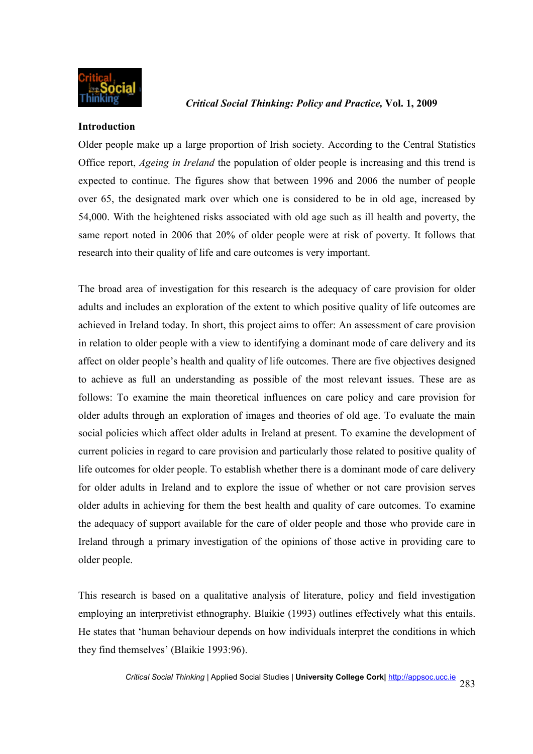## Introduction

Older people make up a large proportion of Irish society. According to the Central Statistics Office report, *Ageing in Ireland* the population of older people is increasing and this trend is expected to continue. The figures show that between 1996 and 2006 the number of people over 65, the designated mark over which one is considered to be in old age, increased by 54,000. With the heightened risks associated with old age such as ill health and poverty, the same report noted in 2006 that 20% of older people were at risk of poverty. It follows that research into their quality of life and care outcomes is very important.

The broad area of investigation for this research is the adequacy of care provision for older adults and includes an exploration of the extent to which positive quality of life outcomes are achieved in Ireland today. In short, this project aims to offer: An assessment of care provision in relation to older people with a view to identifying a dominant mode of care delivery and its affect on older people's health and quality of life outcomes. There are five objectives designed to achieve as full an understanding as possible of the most relevant issues. These are as follows: To examine the main theoretical influences on care policy and care provision for older adults through an exploration of images and theories of old age. To evaluate the main social policies which affect older adults in Ireland at present. To examine the development of current policies in regard to care provision and particularly those related to positive quality of life outcomes for older people. To establish whether there is a dominant mode of care delivery for older adults in Ireland and to explore the issue of whether or not care provision serves older adults in achieving for them the best health and quality of care outcomes. To examine the adequacy of support available for the care of older people and those who provide care in Ireland through a primary investigation of the opinions of those active in providing care to older people.

This research is based on a qualitative analysis of literature, policy and field investigation employing an interpretivist ethnography. Blaikie (1993) outlines effectively what this entails. He states that 'human behaviour depends on how individuals interpret the conditions in which they find themselves' (Blaikie 1993:96).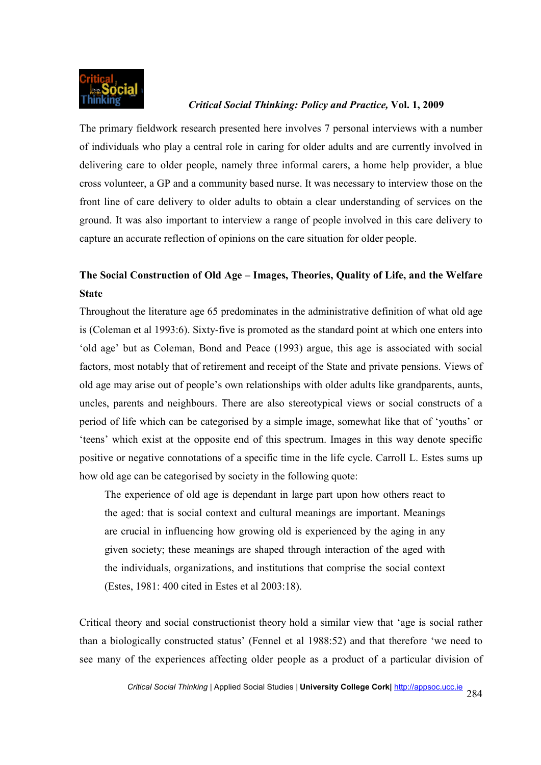The primary fieldwork research presented here involves 7 personal interviews with a number of individuals who play a central role in caring for older adults and are currently involved in delivering care to older people, namely three informal carers, a home help provider, a blue cross volunteer, a GP and a community based nurse. It was necessary to interview those on the front line of care delivery to older adults to obtain a clear understanding of services on the ground. It was also important to interview a range of people involved in this care delivery to capture an accurate reflection of opinions on the care situation for older people.

## The Social Construction of Old Age – Images, Theories, Quality of Life, and the Welfare State

Throughout the literature age 65 predominates in the administrative definition of what old age is (Coleman et al 1993:6). Sixty-five is promoted as the standard point at which one enters into 'old age' but as Coleman, Bond and Peace (1993) argue, this age is associated with social factors, most notably that of retirement and receipt of the State and private pensions. Views of old age may arise out of people's own relationships with older adults like grandparents, aunts, uncles, parents and neighbours. There are also stereotypical views or social constructs of a period of life which can be categorised by a simple image, somewhat like that of 'youths' or 'teens' which exist at the opposite end of this spectrum. Images in this way denote specific positive or negative connotations of a specific time in the life cycle. Carroll L. Estes sums up how old age can be categorised by society in the following quote:

> The experience of old age is dependant in large part upon how others react to the aged: that is social context and cultural meanings are important. Meanings are crucial in influencing how growing old is experienced by the aging in any given society; these meanings are shaped through interaction of the aged with the individuals, organizations, and institutions that comprise the social context (Estes, 1981: 400 cited in Estes et al 2003:18).

Critical theory and social constructionist theory hold a similar view that 'age is social rather than a biologically constructed status' (Fennel et al 1988:52) and that therefore 'we need to see many of the experiences affecting older people as a product of a particular division of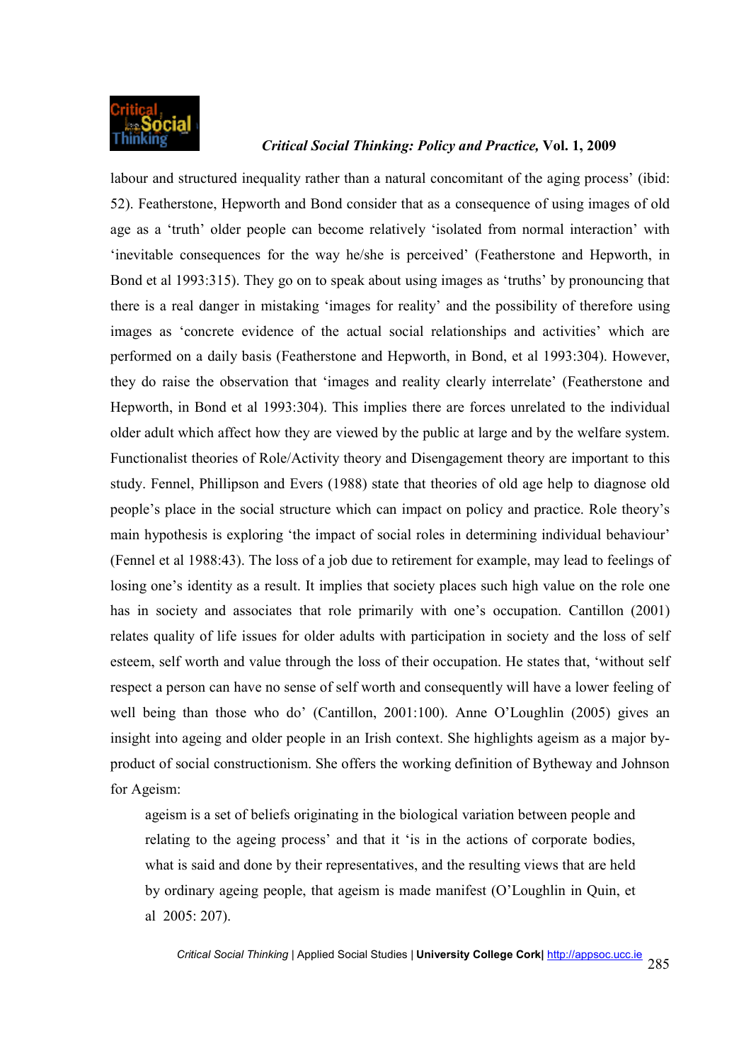labour and structured inequality rather than a natural concomitant of the aging process' (ibid: 52). Featherstone, Hepworth and Bond consider that as a consequence of using images of old age as a 'truth' older people can become relatively 'isolated from normal interaction' with 'inevitable consequences for the way he/she is perceived' (Featherstone and Hepworth, in Bond et al 1993:315). They go on to speak about using images as 'truths' by pronouncing that there is a real danger in mistaking 'images for reality' and the possibility of therefore using images as 'concrete evidence of the actual social relationships and activities' which are performed on a daily basis (Featherstone and Hepworth, in Bond, et al 1993:304). However, they do raise the observation that 'images and reality clearly interrelate' (Featherstone and Hepworth, in Bond et al 1993:304). This implies there are forces unrelated to the individual older adult which affect how they are viewed by the public at large and by the welfare system. Functionalist theories of Role/Activity theory and Disengagement theory are important to this study. Fennel, Phillipson and Evers (1988) state that theories of old age help to diagnose old people's place in the social structure which can impact on policy and practice. Role theory's main hypothesis is exploring 'the impact of social roles in determining individual behaviour' (Fennel et al 1988:43). The loss of a job due to retirement for example, may lead to feelings of losing one's identity as a result. It implies that society places such high value on the role one has in society and associates that role primarily with one's occupation. Cantillon (2001) relates quality of life issues for older adults with participation in society and the loss of self esteem, self worth and value through the loss of their occupation. He states that, 'without self respect a person can have no sense of self worth and consequently will have a lower feeling of well being than those who do' (Cantillon, 2001:100). Anne O'Loughlin (2005) gives an insight into ageing and older people in an Irish context. She highlights ageism as a major by-product of social constructionism. She offers the working definition of Bytheway and Johnson for Ageism:

> ageism is a set of beliefs originating in the biological variation between people and relating to the ageing process' and that it 'is in the actions of corporate bodies, what is said and done by their representatives, and the resulting views that are held by ordinary ageing people, that ageism is made manifest (O'Loughlin in Quin, et al 2005: 207).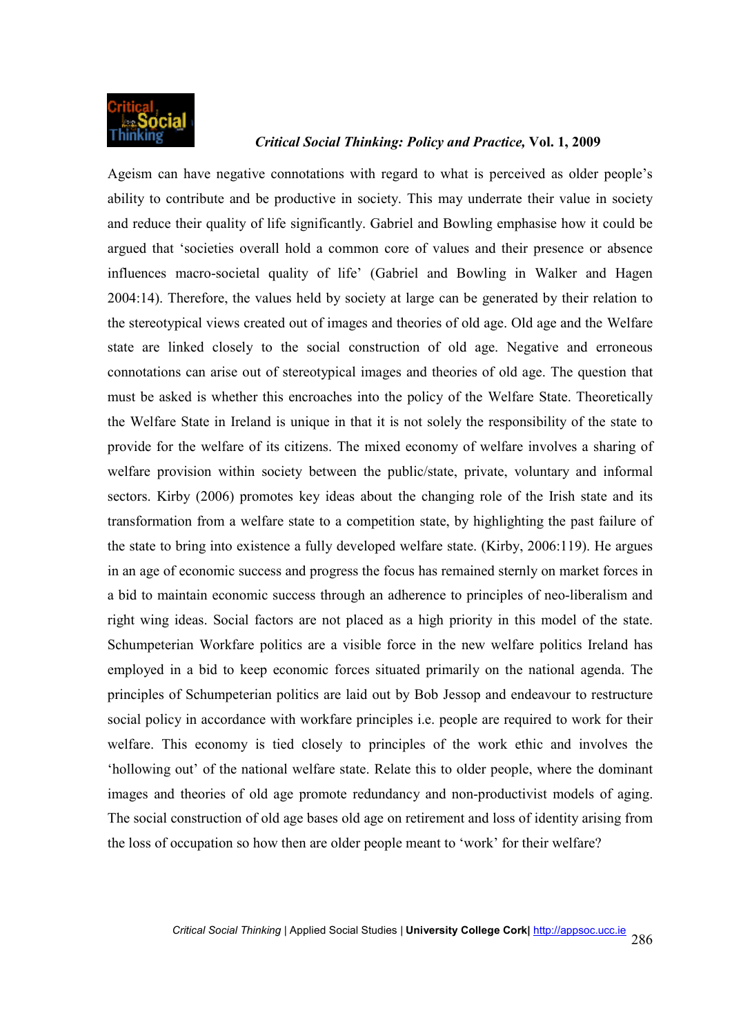Ageism can have negative connotations with regard to what is perceived as older people's ability to contribute and be productive in society. This may underrate their value in society and reduce their quality of life significantly. Gabriel and Bowling emphasise how it could be argued that 'societies overall hold a common core of values and their presence or absence influences macro-societal quality of life' (Gabriel and Bowling in Walker and Hagen 2004:14). Therefore, the values held by society at large can be generated by their relation to the stereotypical views created out of images and theories of old age. Old age and the Welfare state are linked closely to the social construction of old age. Negative and erroneous connotations can arise out of stereotypical images and theories of old age. The question that must be asked is whether this encroaches into the policy of the Welfare State. Theoretically the Welfare State in Ireland is unique in that it is not solely the responsibility of the state to provide for the welfare of its citizens. The mixed economy of welfare involves a sharing of welfare provision within society between the public/state, private, voluntary and informal sectors. Kirby (2006) promotes key ideas about the changing role of the Irish state and its transformation from a welfare state to a competition state, by highlighting the past failure of the state to bring into existence a fully developed welfare state. (Kirby, 2006:119). He argues in an age of economic success and progress the focus has remained sternly on market forces in a bid to maintain economic success through an adherence to principles of neo-liberalism and right wing ideas. Social factors are not placed as a high priority in this model of the state. Schumpeterian Workfare politics are a visible force in the new welfare politics Ireland has employed in a bid to keep economic forces situated primarily on the national agenda. The principles of Schumpeterian politics are laid out by Bob Jessop and endeavour to restructure social policy in accordance with workfare principles i.e. people are required to work for their welfare. This economy is tied closely to principles of the work ethic and involves the 'hollowing out' of the national welfare state. Relate this to older people, where the dominant images and theories of old age promote redundancy and non-productivist models of aging. The social construction of old age bases old age on retirement and loss of identity arising from the loss of occupation so how then are older people meant to 'work' for their welfare?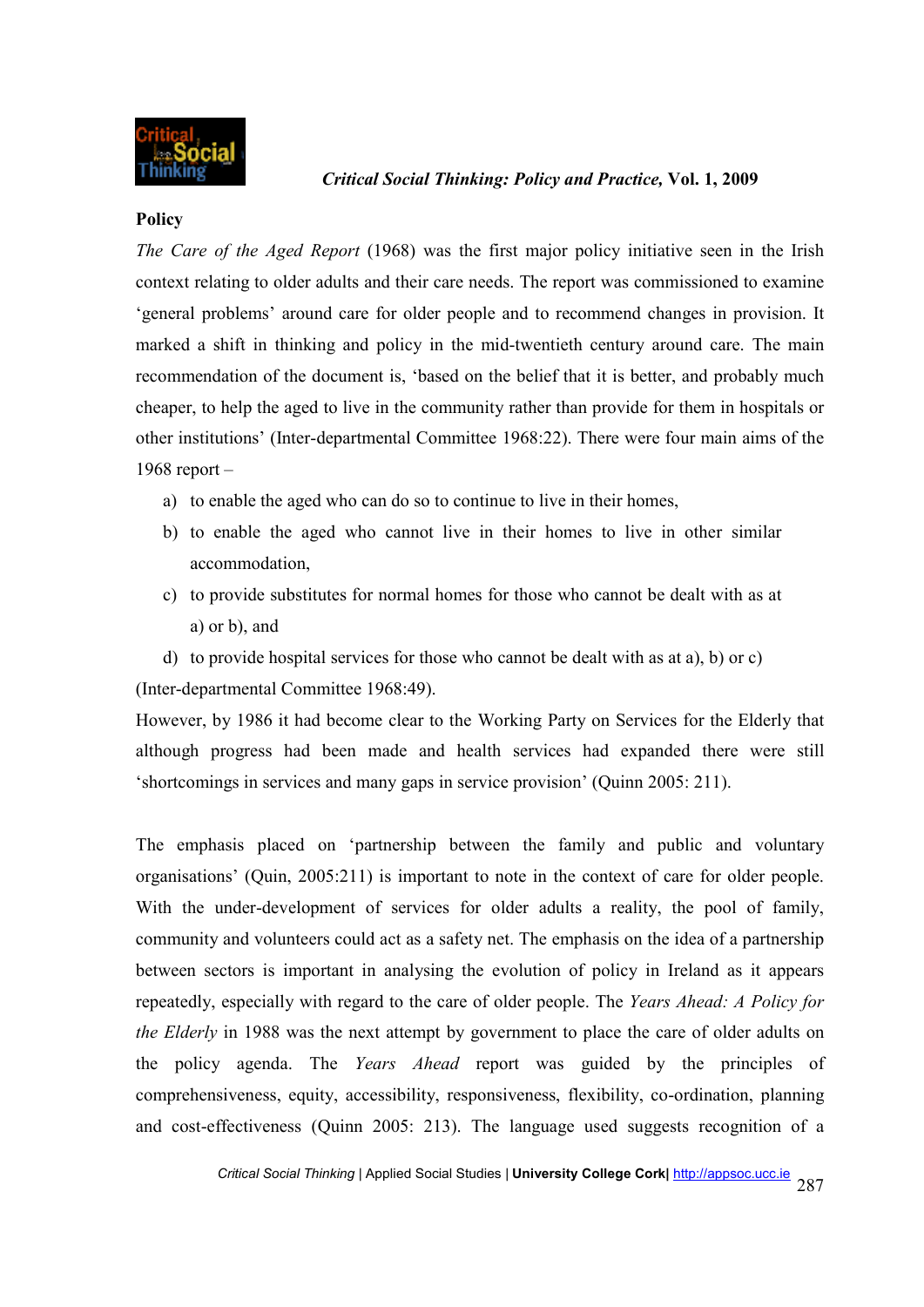**Policy**

*The Care of the Aged Report* (1968) was the first major policy initiative seen in the Irish context relating to older adults and their care needs. The report was commissioned to examine 'general problems' around care for older people and to recommend changes in provision. It marked a shift in thinking and policy in the mid-twentieth century around care. The main recommendation of the document is, 'based on the belief that it is better, and probably much cheaper, to help the aged to live in the community rather than provide for them in hospitals or other institutions' (Inter-departmental Committee 1968:22). There were four main aims of the 1968 report –

a) to enable the aged who can do so to continue to live in their homes,
b) to enable the aged who cannot live in their homes to live in other similar accommodation,
c) to provide substitutes for normal homes for those who cannot be dealt with as at a) or b), and
d) to provide hospital services for those who cannot be dealt with as at a), b) or c)

(Inter-departmental Committee 1968:49).

However, by 1986 it had become clear to the Working Party on Services for the Elderly that although progress had been made and health services had expanded there were still 'shortcomings in services and many gaps in service provision' (Quinn 2005: 211).

The emphasis placed on 'partnership between the family and public and voluntary organisations' (Quin, 2005:211) is important to note in the context of care for older people. With the under-development of services for older adults a reality, the pool of family, community and volunteers could act as a safety net. The emphasis on the idea of a partnership between sectors is important in analysing the evolution of policy in Ireland as it appears repeatedly, especially with regard to the care of older people. The *Years Ahead: A Policy for the Elderly* in 1988 was the next attempt by government to place the care of older adults on the policy agenda. The *Years Ahead* report was guided by the principles of comprehensiveness, equity, accessibility, responsiveness, flexibility, co-ordination, planning and cost-effectiveness (Quinn 2005: 213). The language used suggests recognition of a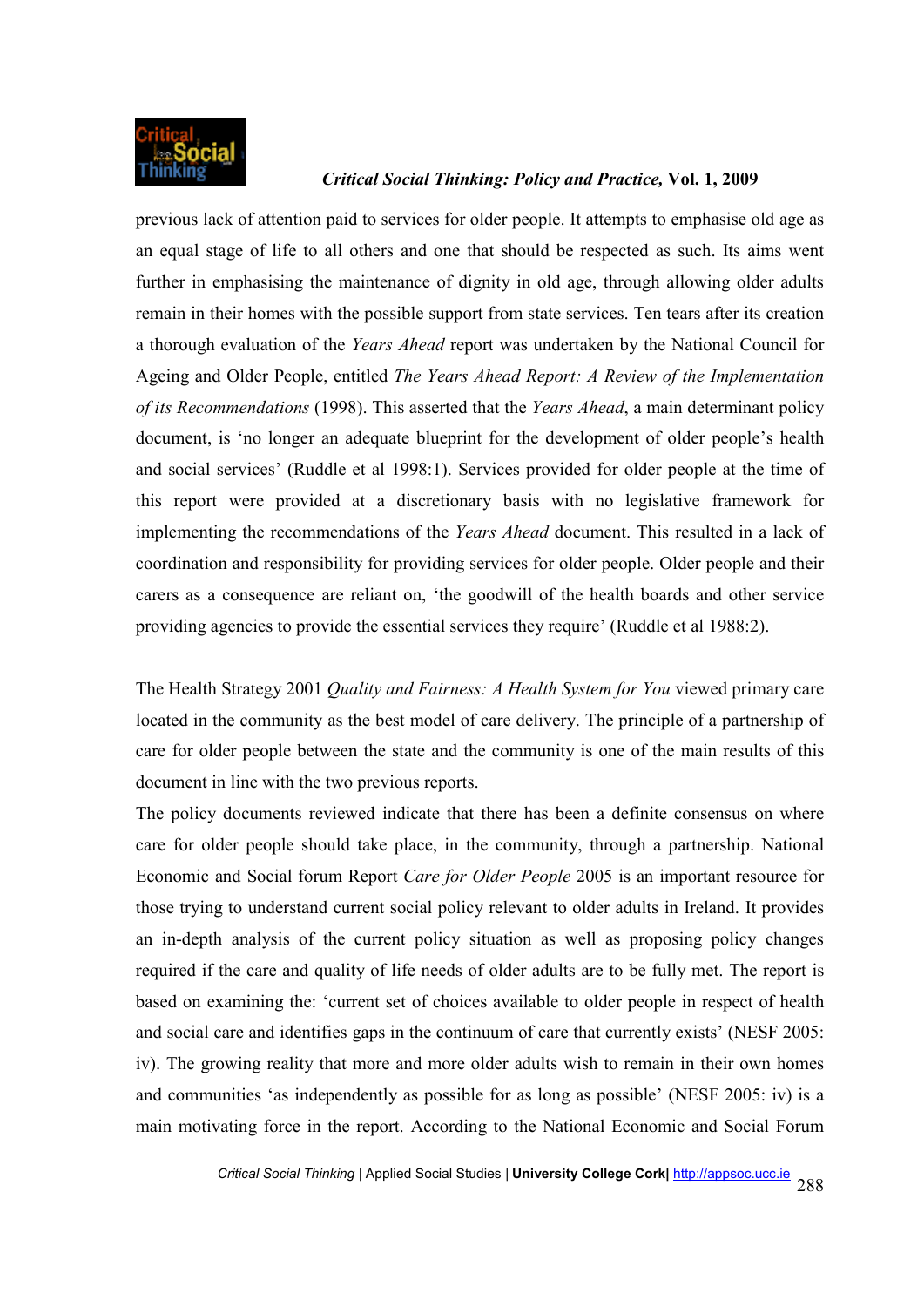previous lack of attention paid to services for older people. It attempts to emphasise old age as an equal stage of life to all others and one that should be respected as such. Its aims went further in emphasising the maintenance of dignity in old age, through allowing older adults remain in their homes with the possible support from state services. Ten tears after its creation a thorough evaluation of the *Years Ahead* report was undertaken by the National Council for Ageing and Older People, entitled *The Years Ahead Report: A Review of the Implementation of its Recommendations* (1998). This asserted that the *Years Ahead*, a main determinant policy document, is 'no longer an adequate blueprint for the development of older people's health and social services' (Ruddle et al 1998:1). Services provided for older people at the time of this report were provided at a discretionary basis with no legislative framework for implementing the recommendations of the *Years Ahead* document. This resulted in a lack of coordination and responsibility for providing services for older people. Older people and their carers as a consequence are reliant on, 'the goodwill of the health boards and other service providing agencies to provide the essential services they require' (Ruddle et al 1988:2).

The Health Strategy 2001 *Quality and Fairness: A Health System for You* viewed primary care located in the community as the best model of care delivery. The principle of a partnership of care for older people between the state and the community is one of the main results of this document in line with the two previous reports.

The policy documents reviewed indicate that there has been a definite consensus on where care for older people should take place, in the community, through a partnership. National Economic and Social forum Report *Care for Older People* 2005 is an important resource for those trying to understand current social policy relevant to older adults in Ireland. It provides an in-depth analysis of the current policy situation as well as proposing policy changes required if the care and quality of life needs of older adults are to be fully met. The report is based on examining the: 'current set of choices available to older people in respect of health and social care and identifies gaps in the continuum of care that currently exists' (NESF 2005: iv). The growing reality that more and more older adults wish to remain in their own homes and communities 'as independently as possible for as long as possible' (NESF 2005: iv) is a main motivating force in the report. According to the National Economic and Social Forum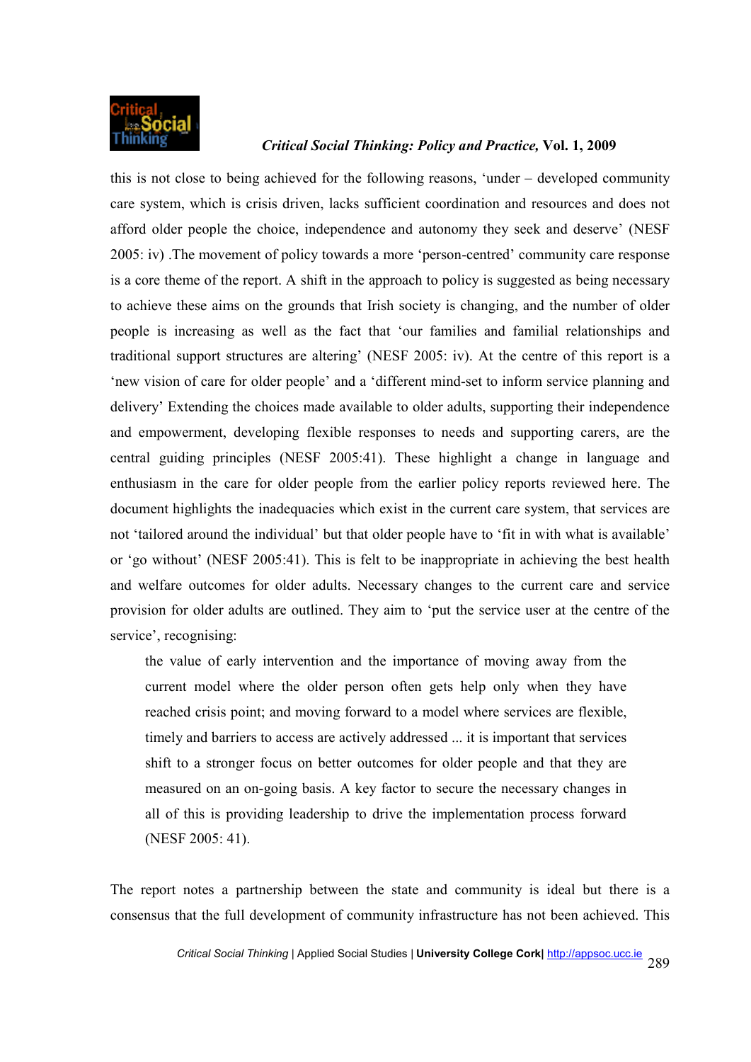this is not close to being achieved for the following reasons, 'under – developed community care system, which is crisis driven, lacks sufficient coordination and resources and does not afford older people the choice, independence and autonomy they seek and deserve' (NESF 2005: iv) .The movement of policy towards a more 'person-centred' community care response is a core theme of the report. A shift in the approach to policy is suggested as being necessary to achieve these aims on the grounds that Irish society is changing, and the number of older people is increasing as well as the fact that 'our families and familial relationships and traditional support structures are altering' (NESF 2005: iv). At the centre of this report is a 'new vision of care for older people' and a 'different mind-set to inform service planning and delivery' Extending the choices made available to older adults, supporting their independence and empowerment, developing flexible responses to needs and supporting carers, are the central guiding principles (NESF 2005:41). These highlight a change in language and enthusiasm in the care for older people from the earlier policy reports reviewed here. The document highlights the inadequacies which exist in the current care system, that services are not 'tailored around the individual' but that older people have to 'fit in with what is available' or 'go without' (NESF 2005:41). This is felt to be inappropriate in achieving the best health and welfare outcomes for older adults. Necessary changes to the current care and service provision for older adults are outlined. They aim to 'put the service user at the centre of the service', recognising:

> the value of early intervention and the importance of moving away from the current model where the older person often gets help only when they have reached crisis point; and moving forward to a model where services are flexible, timely and barriers to access are actively addressed ... it is important that services shift to a stronger focus on better outcomes for older people and that they are measured on an on-going basis. A key factor to secure the necessary changes in all of this is providing leadership to drive the implementation process forward (NESF 2005: 41).

The report notes a partnership between the state and community is ideal but there is a consensus that the full development of community infrastructure has not been achieved. This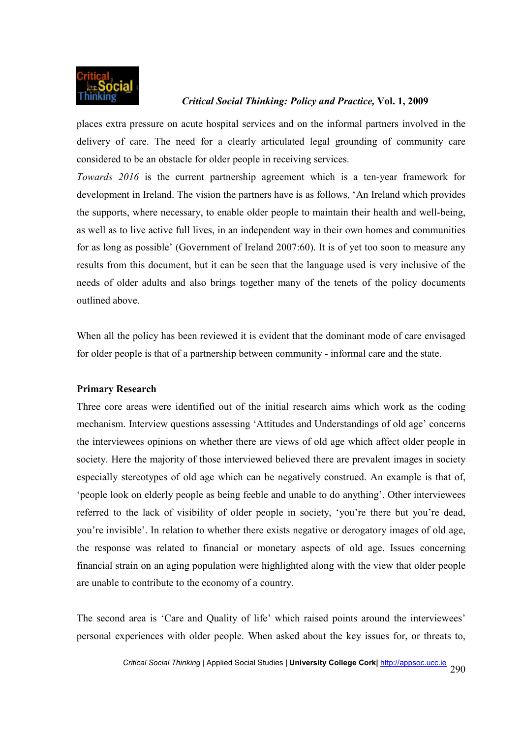places extra pressure on acute hospital services and on the informal partners involved in the delivery of care. The need for a clearly articulated legal grounding of community care considered to be an obstacle for older people in receiving services.

*Towards 2016* is the current partnership agreement which is a ten-year framework for development in Ireland. The vision the partners have is as follows, 'An Ireland which provides the supports, where necessary, to enable older people to maintain their health and well-being, as well as to live active full lives, in an independent way in their own homes and communities for as long as possible' (Government of Ireland 2007:60). It is of yet too soon to measure any results from this document, but it can be seen that the language used is very inclusive of the needs of older adults and also brings together many of the tenets of the policy documents outlined above.

When all the policy has been reviewed it is evident that the dominant mode of care envisaged for older people is that of a partnership between community - informal care and the state.

**Primary Research**

Three core areas were identified out of the initial research aims which work as the coding mechanism. Interview questions assessing 'Attitudes and Understandings of old age' concerns the interviewees opinions on whether there are views of old age which affect older people in society. Here the majority of those interviewed believed there are prevalent images in society especially stereotypes of old age which can be negatively construed. An example is that of, 'people look on elderly people as being feeble and unable to do anything'. Other interviewees referred to the lack of visibility of older people in society, 'you're there but you're dead, you're invisible'. In relation to whether there exists negative or derogatory images of old age, the response was related to financial or monetary aspects of old age. Issues concerning financial strain on an aging population were highlighted along with the view that older people are unable to contribute to the economy of a country.

The second area is 'Care and Quality of life' which raised points around the interviewees' personal experiences with older people. When asked about the key issues for, or threats to,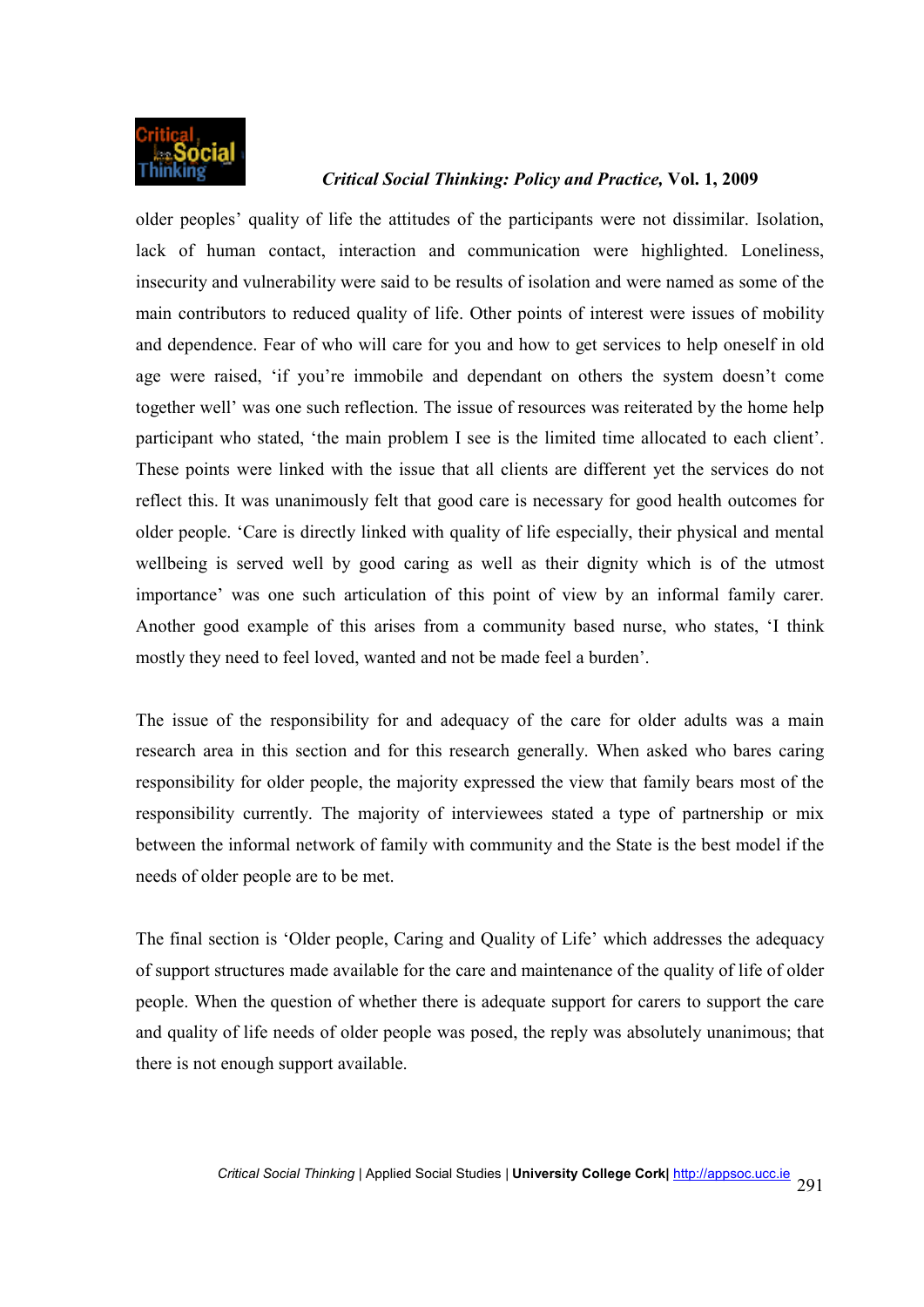older peoples' quality of life the attitudes of the participants were not dissimilar. Isolation, lack of human contact, interaction and communication were highlighted. Loneliness, insecurity and vulnerability were said to be results of isolation and were named as some of the main contributors to reduced quality of life. Other points of interest were issues of mobility and dependence. Fear of who will care for you and how to get services to help oneself in old age were raised, 'if you're immobile and dependant on others the system doesn't come together well' was one such reflection. The issue of resources was reiterated by the home help participant who stated, 'the main problem I see is the limited time allocated to each client'. These points were linked with the issue that all clients are different yet the services do not reflect this. It was unanimously felt that good care is necessary for good health outcomes for older people. 'Care is directly linked with quality of life especially, their physical and mental wellbeing is served well by good caring as well as their dignity which is of the utmost importance' was one such articulation of this point of view by an informal family carer. Another good example of this arises from a community based nurse, who states, 'I think mostly they need to feel loved, wanted and not be made feel a burden'.

The issue of the responsibility for and adequacy of the care for older adults was a main research area in this section and for this research generally. When asked who bares caring responsibility for older people, the majority expressed the view that family bears most of the responsibility currently. The majority of interviewees stated a type of partnership or mix between the informal network of family with community and the State is the best model if the needs of older people are to be met.

The final section is 'Older people, Caring and Quality of Life' which addresses the adequacy of support structures made available for the care and maintenance of the quality of life of older people. When the question of whether there is adequate support for carers to support the care and quality of life needs of older people was posed, the reply was absolutely unanimous; that there is not enough support available.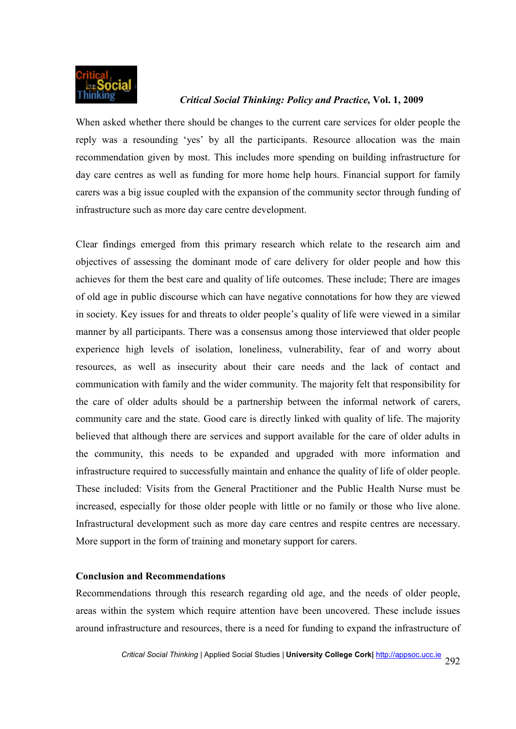When asked whether there should be changes to the current care services for older people the reply was a resounding 'yes' by all the participants. Resource allocation was the main recommendation given by most. This includes more spending on building infrastructure for day care centres as well as funding for more home help hours. Financial support for family carers was a big issue coupled with the expansion of the community sector through funding of infrastructure such as more day care centre development.

Clear findings emerged from this primary research which relate to the research aim and objectives of assessing the dominant mode of care delivery for older people and how this achieves for them the best care and quality of life outcomes. These include; There are images of old age in public discourse which can have negative connotations for how they are viewed in society. Key issues for and threats to older people's quality of life were viewed in a similar manner by all participants. There was a consensus among those interviewed that older people experience high levels of isolation, loneliness, vulnerability, fear of and worry about resources, as well as insecurity about their care needs and the lack of contact and communication with family and the wider community. The majority felt that responsibility for the care of older adults should be a partnership between the informal network of carers, community care and the state. Good care is directly linked with quality of life. The majority believed that although there are services and support available for the care of older adults in the community, this needs to be expanded and upgraded with more information and infrastructure required to successfully maintain and enhance the quality of life of older people. These included: Visits from the General Practitioner and the Public Health Nurse must be increased, especially for those older people with little or no family or those who live alone. Infrastructural development such as more day care centres and respite centres are necessary. More support in the form of training and monetary support for carers.

**Conclusion and Recommendations**

Recommendations through this research regarding old age, and the needs of older people, areas within the system which require attention have been uncovered. These include issues around infrastructure and resources, there is a need for funding to expand the infrastructure of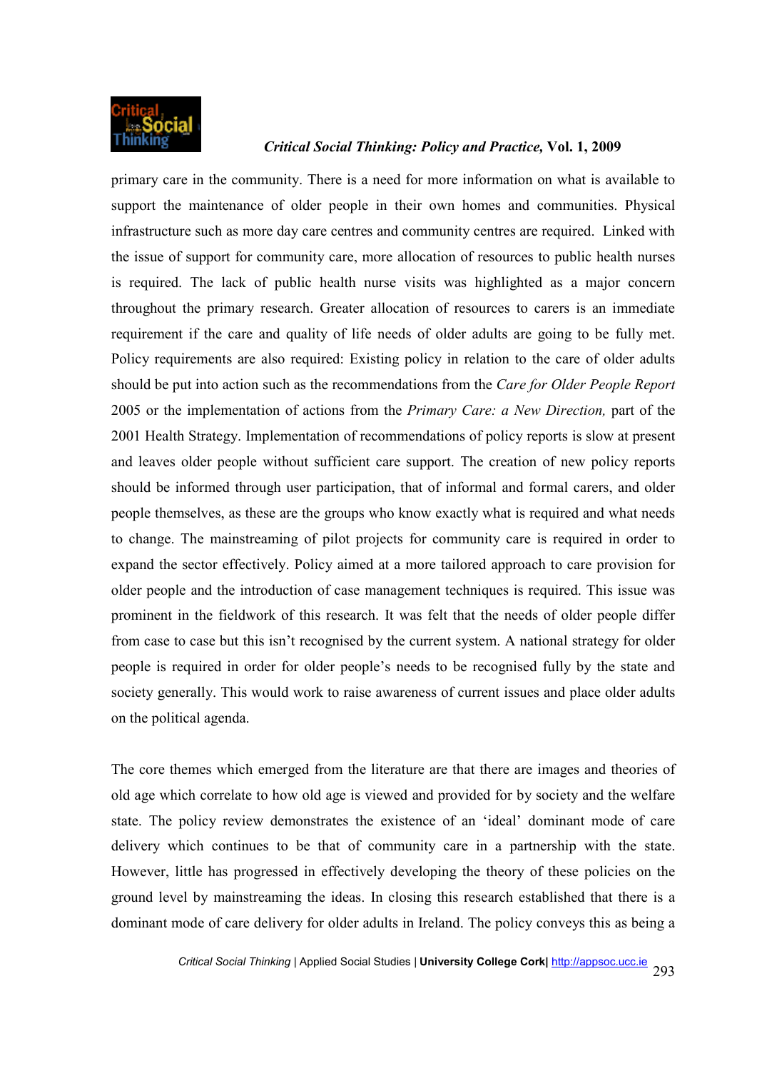primary care in the community. There is a need for more information on what is available to support the maintenance of older people in their own homes and communities. Physical infrastructure such as more day care centres and community centres are required. Linked with the issue of support for community care, more allocation of resources to public health nurses is required. The lack of public health nurse visits was highlighted as a major concern throughout the primary research. Greater allocation of resources to carers is an immediate requirement if the care and quality of life needs of older adults are going to be fully met. Policy requirements are also required: Existing policy in relation to the care of older adults should be put into action such as the recommendations from the *Care for Older People Report* 2005 or the implementation of actions from the *Primary Care: a New Direction,* part of the 2001 Health Strategy. Implementation of recommendations of policy reports is slow at present and leaves older people without sufficient care support. The creation of new policy reports should be informed through user participation, that of informal and formal carers, and older people themselves, as these are the groups who know exactly what is required and what needs to change. The mainstreaming of pilot projects for community care is required in order to expand the sector effectively. Policy aimed at a more tailored approach to care provision for older people and the introduction of case management techniques is required. This issue was prominent in the fieldwork of this research. It was felt that the needs of older people differ from case to case but this isn't recognised by the current system. A national strategy for older people is required in order for older people's needs to be recognised fully by the state and society generally. This would work to raise awareness of current issues and place older adults on the political agenda.

The core themes which emerged from the literature are that there are images and theories of old age which correlate to how old age is viewed and provided for by society and the welfare state. The policy review demonstrates the existence of an 'ideal' dominant mode of care delivery which continues to be that of community care in a partnership with the state. However, little has progressed in effectively developing the theory of these policies on the ground level by mainstreaming the ideas. In closing this research established that there is a dominant mode of care delivery for older adults in Ireland. The policy conveys this as being a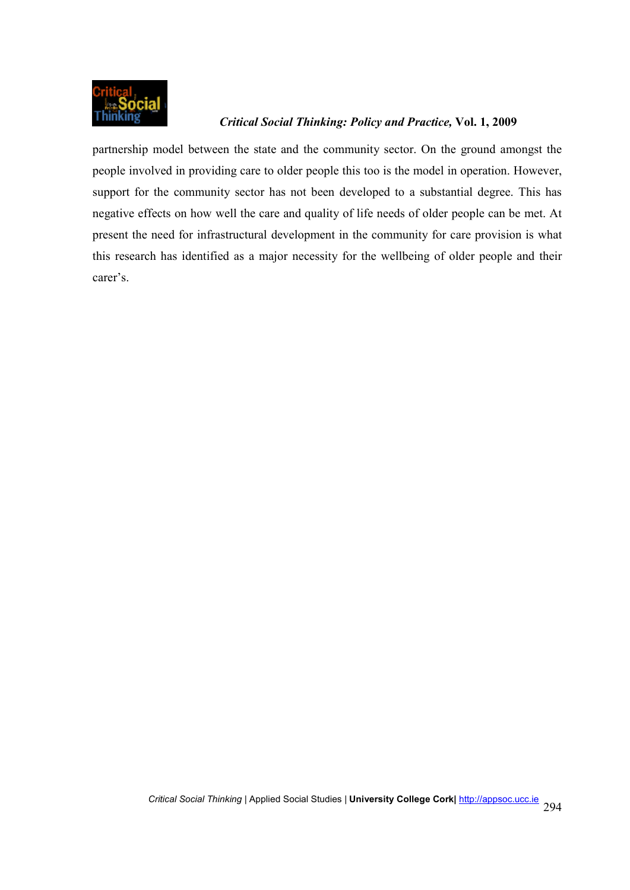partnership model between the state and the community sector. On the ground amongst the people involved in providing care to older people this too is the model in operation. However, support for the community sector has not been developed to a substantial degree. This has negative effects on how well the care and quality of life needs of older people can be met. At present the need for infrastructural development in the community for care provision is what this research has identified as a major necessity for the wellbeing of older people and their carer's.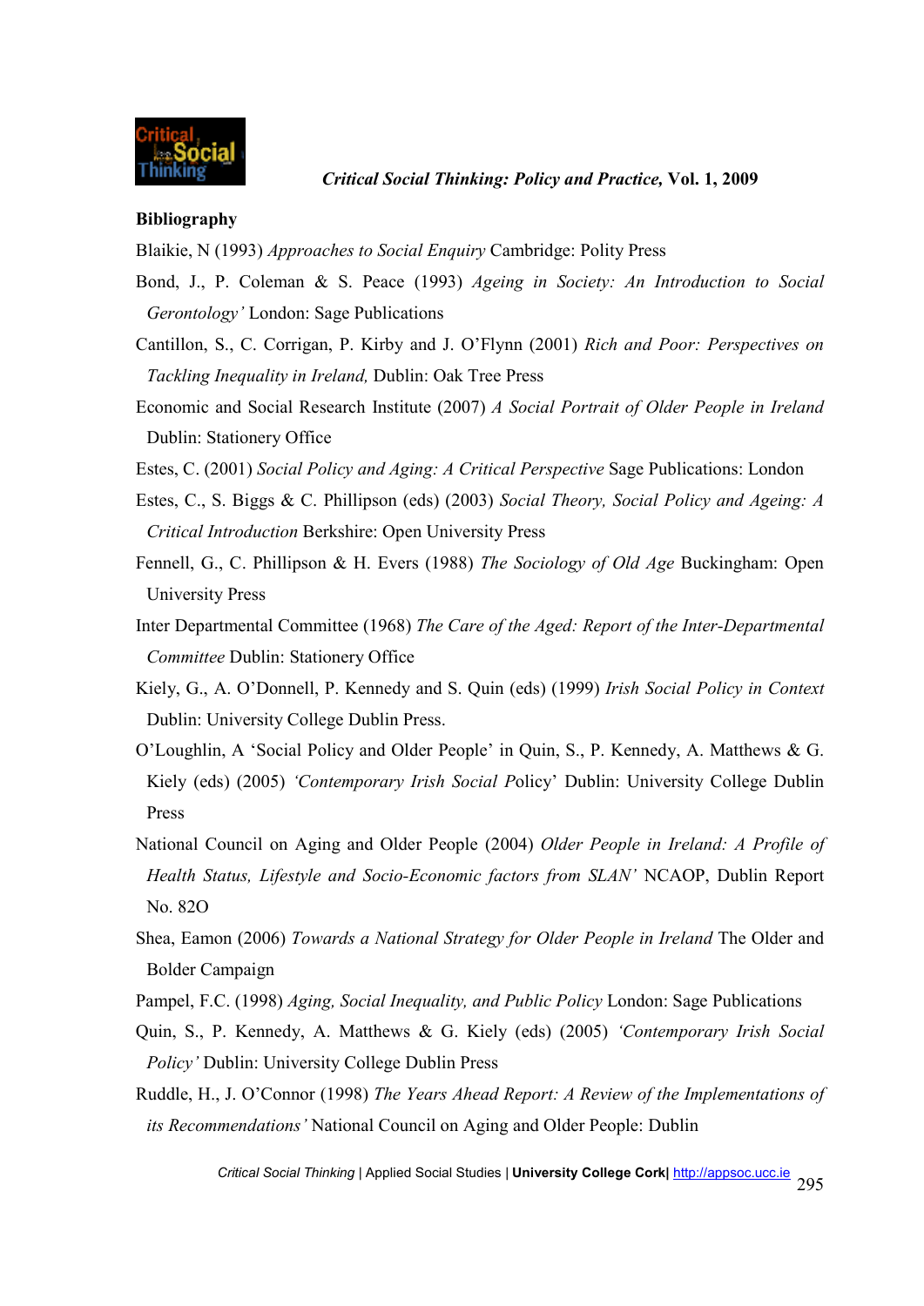## Bibliography

Blaikie, N (1993) *Approaches to Social Enquiry* Cambridge: Polity Press

Bond, J., P. Coleman & S. Peace (1993) *Ageing in Society: An Introduction to Social Gerontology'* London: Sage Publications

Cantillon, S., C. Corrigan, P. Kirby and J. O'Flynn (2001) *Rich and Poor: Perspectives on Tackling Inequality in Ireland,* Dublin: Oak Tree Press

Economic and Social Research Institute (2007) *A Social Portrait of Older People in Ireland* Dublin: Stationery Office

Estes, C. (2001) *Social Policy and Aging: A Critical Perspective* Sage Publications: London

Estes, C., S. Biggs & C. Phillipson (eds) (2003) *Social Theory, Social Policy and Ageing: A Critical Introduction* Berkshire: Open University Press

Fennell, G., C. Phillipson & H. Evers (1988) *The Sociology of Old Age* Buckingham: Open University Press

Inter Departmental Committee (1968) *The Care of the Aged: Report of the Inter-Departmental Committee* Dublin: Stationery Office

Kiely, G., A. O'Donnell, P. Kennedy and S. Quin (eds) (1999) *Irish Social Policy in Context* Dublin: University College Dublin Press.

O'Loughlin, A 'Social Policy and Older People' in Quin, S., P. Kennedy, A. Matthews & G. Kiely (eds) (2005) *'Contemporary Irish Social P*olicy' Dublin: University College Dublin Press

National Council on Aging and Older People (2004) *Older People in Ireland: A Profile of Health Status, Lifestyle and Socio-Economic factors from SLAN'* NCAOP, Dublin Report No. 82O

Shea, Eamon (2006) *Towards a National Strategy for Older People in Ireland* The Older and Bolder Campaign

Pampel, F.C. (1998) *Aging, Social Inequality, and Public Policy* London: Sage Publications

Quin, S., P. Kennedy, A. Matthews & G. Kiely (eds) (2005) *'Contemporary Irish Social Policy'* Dublin: University College Dublin Press

Ruddle, H., J. O'Connor (1998) *The Years Ahead Report: A Review of the Implementations of its Recommendations'* National Council on Aging and Older People: Dublin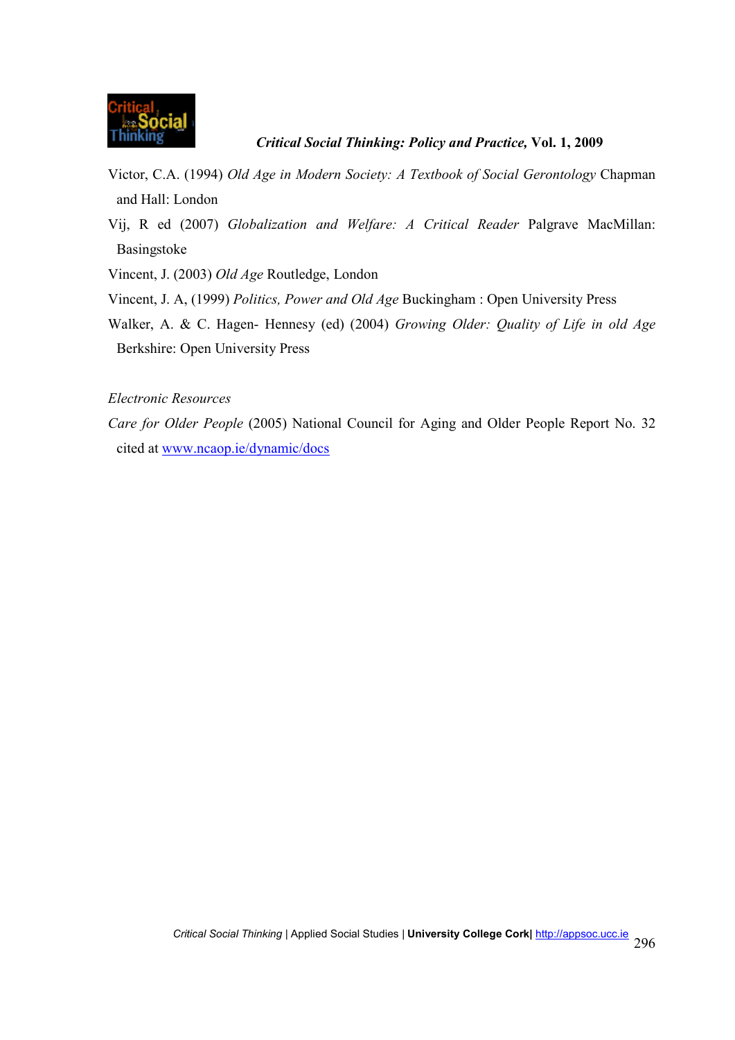Victor, C.A. (1994) *Old Age in Modern Society: A Textbook of Social Gerontology* Chapman and Hall: London

Vij, R ed (2007) *Globalization and Welfare: A Critical Reader* Palgrave MacMillan: Basingstoke

Vincent, J. (2003) *Old Age* Routledge, London

Vincent, J. A, (1999) *Politics, Power and Old Age* Buckingham : Open University Press

Walker, A. & C. Hagen- Hennesy (ed) (2004) *Growing Older: Quality of Life in old Age* Berkshire: Open University Press

*Electronic Resources*

*Care for Older People* (2005) National Council for Aging and Older People Report No. 32 cited at www.ncaop.ie/dynamic/docs